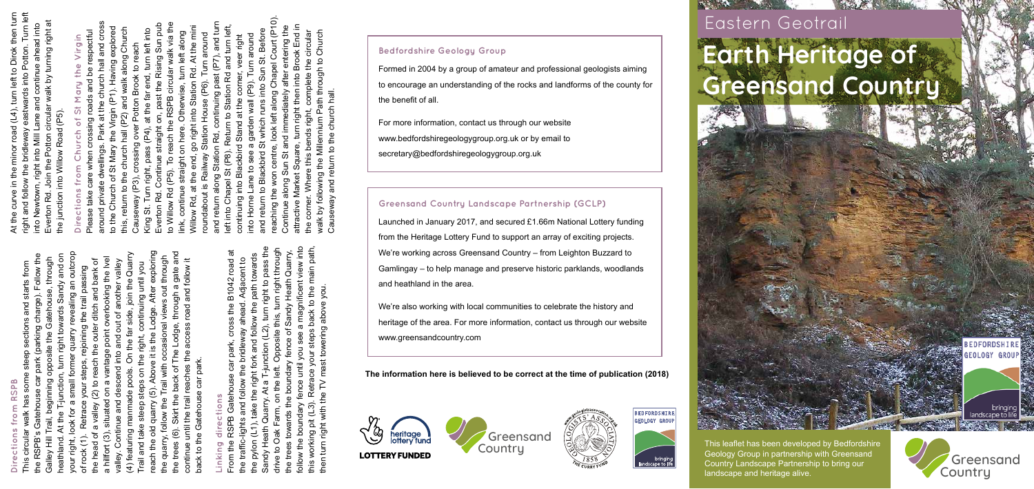## Directions from RSPB

This circular walk has some steep sections and starts from the RSPB's Gatehouse car park (parking charge). Follow the Galley Hill Trail, beginning opposite the Gatehouse, through heathland. At the T-junction, turn right towards Sandy and on your right, look for a small former quarry revealing an outcrop of rock (1). Retrace your steps, rejoining the trail passing the head of a valley (2) to reach the outer ditch and bank of a hillfort (3), situated on a vantage point overlooking the Ivel valley. Continue and descend into and out of another valley (4) featuring manmade pools. On the far side, join the Quarry Trail and take steep steps on the right, continuing until you reach the old quarry (5). Above it is the Lodge. After exploring the quarry, follow the Trail with occasional views out through the trees (6). Skirt the back of The Lodge, through a gate and continue until the trail reaches the access road and follow it back to the Gatehouse car park.

## Linking directions

From the RSPB Gatehouse car park, cross the B1042 road at the traffic-lights and follow the bridleway ahead. Adjacent to the pylon (L1), take the right fork and follow the path towards Sandy Heath Quarry. At a T-junction (L2), turn right to pass the drive to Oak Farm, on the left. Opposite this, turn right through the trees towards the boundary fence of Sandy Heath Quarry, follow the boundary fence until you see a magnificent view into this working pit (L3). Retrace your steps back to the main path, then turn right with the TV mast towering above you.

At the curve in the minor road (L4), turn left to Dirok then turn right and follow the bridleway eastwards into Potton. Turn left into Newtown, right into Mill Lane and continue ahead into Everton Rd. Join the Potton circular walk by turning right at the junction into Willow Road (P5).

## Directions from Church of St Mary the Virgin

Please take care when crossing roads and be respectful around private dwellings. Park at the church hall and cross to the Church of St Mary the Virgin (P1). Having explored this, return to the church hall (P2) and walk along Church Causeway (P3), crossing over Potton Brook to reach King St. Turn right, pass (P4), at the far end, turn left into Everton Rd. Continue straight on, past the Rising Sun pub to Willow Rd (P5). To reach the RSPB circular walk via the link, continue straight on here. Otherwise, turn left along Willow Rd, at the end, go right into Station Rd. At the mini roundabout is Railway Station House (P6). Turn around and return along Station Rd, continuing past (P7), and turn left into Chapel St (P8). Return to Station Rd and turn left, continuing into Blackbird Stand at the corner, veer right into Horne Lane to see a garden wall (P9). Turn around and return to Blackbird St which runs into Sun St. Before reaching the won centre, look left along Chapel Court (P10). Continue along Sun St and immediately after entering the attractive Market Square, turn right then into Brook End in the corner. Where this bends right, complete the circular walk by following the Millennium Path through to Church Causeway and return to the church hall.

## Bedfordshire Geology Group

Formed in 2004 by a group of amateur and professional geologists aiming to encourage an understanding of the rocks and landforms of the county for the benefit of all.

For more information, contact us through our website www.bedfordshiregeologygroup.org.uk or by email to secretary@bedfordshiregeologygroup.org.uk

## Greensand Country Landscape Partnership (GCLP)

Launched in January 2017, and secured £1.66m National Lottery funding from the Heritage Lottery Fund to support an array of exciting projects. We're working across Greensand Country – from Leighton Buzzard to Gamlingay – to help manage and preserve historic parklands, woodlands and heathland in the area.

We're also working with local communities to celebrate the history and heritage of the area. For more information, contact us through our website www.greensandcountry.com

**The information here is believed to be correct at the time of publication (2018)**

LOTTERY FUNDED

# Eastern Geotrail

# Earth Heritage of Greensand Country

This leaflet has been developed by Bedfordshire Geology Group in partnership with Greensand Country Landscape Partnership to bring our landscape and heritage alive.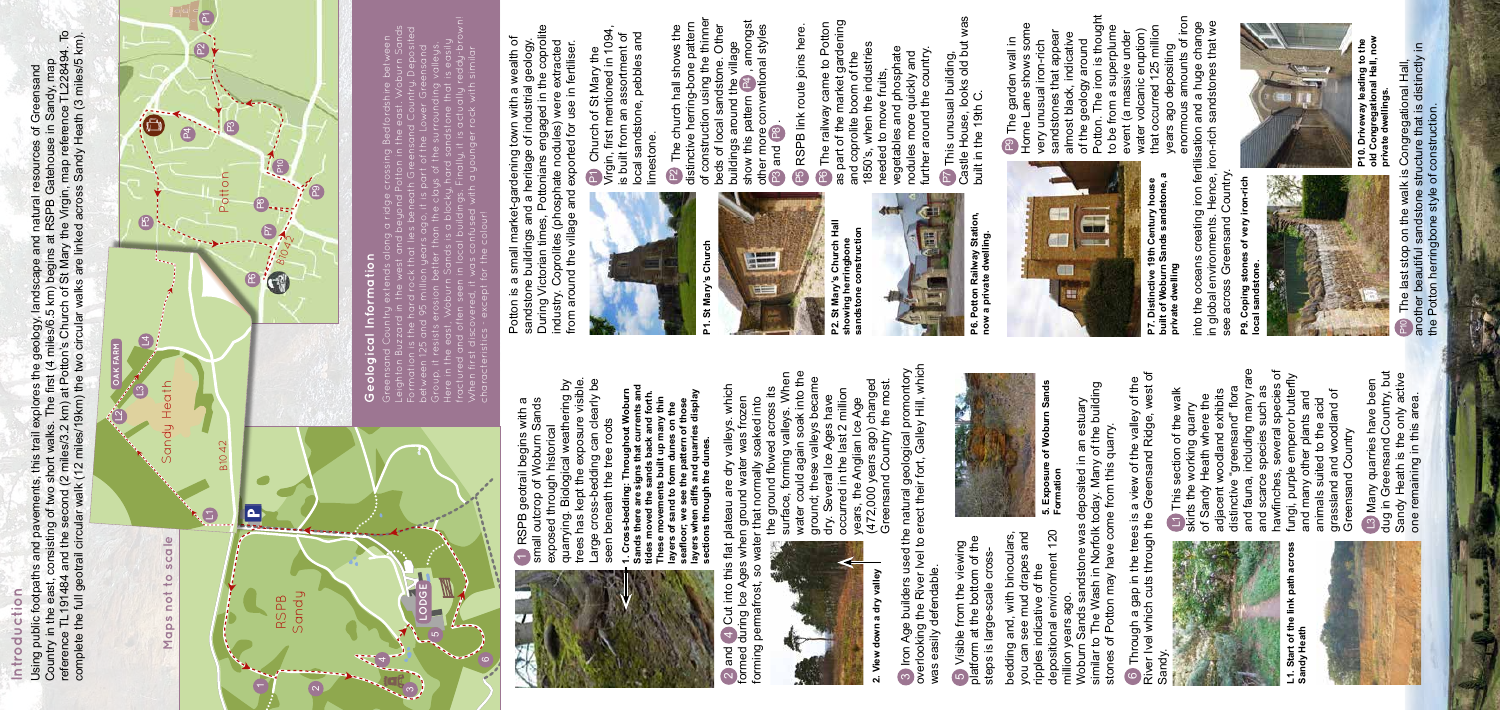# Introduction

Using public footpaths and pavements, this trail explores the geology, landscape and natural resources of Greensand Country in the east, consisting of two short walks. The first (4 miles/6.5 km) begins at RSPB Gatehouse in Sandy, map reference TL191484 and the second (2 miles/3.2 km) at Potton's Church of St Mary the Virgin, map reference TL228494. To complete the full geotrail circular walk (12 miles/19km) the two circular walks are linked across Sandy Heath (3 miles/5 km).

Maps not to scale

RSPB Sandy

LODGE

Sandy Heath

OAK FARM

B1042

Potton

## Geological Information

Greensand Country extends along a ridge crossing Bedfordshire between Leighton Buzzard in the west and beyond Potton in the east. Woburn Sands Formation is the hard rock that lies beneath Greensand Country. Deposited between 125 and 95 million years ago, it is part of the Lower Greensand Group. It resists erosion better than the clays of the surrounding valleys. Here the sandstone can be seen in cuttings and old quarries. It is easily fractured and often seen in local buildings. Finally it is actually reddy-brown! when first discovered, it was confused with a younger rock with similar characteristics - except for the colour!

1 RSPB geotrail begins with a small outcrop of Woburn Sands exposed through historical quarrying. Biological weathering by trees has kept the exposure visible. Large cross-bedding can clearly be seen beneath the tree roots

**1. Cross-bedding: Throughout Woburn Sands there are signs that currents and tides moved the sands back and forth. These movements built up many thin layers of sand to form dunes on the seafloor; we see the pattern of those layers when cliffs and quarries display sections through the dunes.**

2 and 4 Cut into this flat plateau are dry valleys, which formed during Ice Ages when ground water was frozen forming permafrost, so water that normally soaked into the ground flowed across its surface, forming valleys. When water could again soak into the ground; these valleys became dry. Several Ice Ages have occurred in the last 2 million years, the Anglian Ice Age (472,000 years ago) changed Greensand Country the most.

**2. View down a dry valley**

3 Iron Age builders used the natural geological promontory overlooking the River Ivel to erect their fort, Galley Hill, which was easily defendable.

5 Visible from the viewing platform at the bottom of the steps is large-scale cross-bedding and, with binoculars, you can see mud drapes and ripples indicative of the depositional environment 120 million years ago.

**5. Exposure of Woburn Sands Formation**

Woburn Sands sandstone was deposited in an estuary similar to The Wash in Norfolk today. Many of the building stones of Potton may have come from this quarry.

6 Through a gap in the trees is a view of the valley of the River Ivel which cuts through the Greensand Ridge, west of Sandy.

L1 This section of the walk skirts the working quarry of Sandy Heath where the adjacent woodland exhibits distinctive 'greensand' flora and fauna, including many rare and scarce species such as hawfinches, several species of fungi, purple emperor butterfly and many other plants and animals suited to the acid grassland and woodland of Greensand Country.

**L1. Start of the link path across Sandy Heath**

L3 Many quarries have been dug in Greensand Country, but Sandy Heath is the only active one remaining in this area.

Potton is a small market-gardening town with a wealth of sandstone buildings and a heritage of industrial geology. During Victorian times, Pottonians engaged in the coprolite industry. Coprolites (phosphate nodules) were extracted from around the village and exported for use in fertiliser.

P1 Church of St Mary the Virgin, first mentioned in 1094, is built from an assortment of local sandstone, pebbles and limestone.

**P1. St Mary's Church**

P2 The church hall shows the distinctive herring-bone pattern of construction using the thinner beds of local sandstone. Other buildings around the village show this pattern P4, amongst other more conventional styles P3 and P8.

**P2. St Mary's Church Hall showing herringbone sandstone construction**

P5 RSPB link route joins here.

P6 The railway came to Potton as part of the market gardening and coprolite boom of the 1850's, when the industries needed to move fruits, vegetables and phosphate nodules more quickly and further around the country.

**P6. Potton Railway Station, now a private dwelling.**

P7 This unusual building, Castle House, looks old but was built in the 19th C.

**P7. Distinctive 19th Century house built of Woburn Sands sandstone, a private dwelling**

P9 The garden wall in Horne Lane shows some very unusual iron-rich sandstones that appear almost black, indicative of the geology around Potton. The iron is thought to be from a superplume event (a massive under water volcanic eruption) that occurred 125 million years ago depositing enormous amounts of iron into the oceans creating iron fertilisation and a huge change in global environments. Hence, iron-rich sandstones that we see across Greensand Country.

**P9. Coping stones of very iron-rich local sandstone.**

**P10. Driveway leading to the old Congregational Hall, now private dwellings.**

P10 The last stop on the walk is Congregational Hall, another beautiful sandstone structure that is distinctly in the Potton herringbone style of construction.